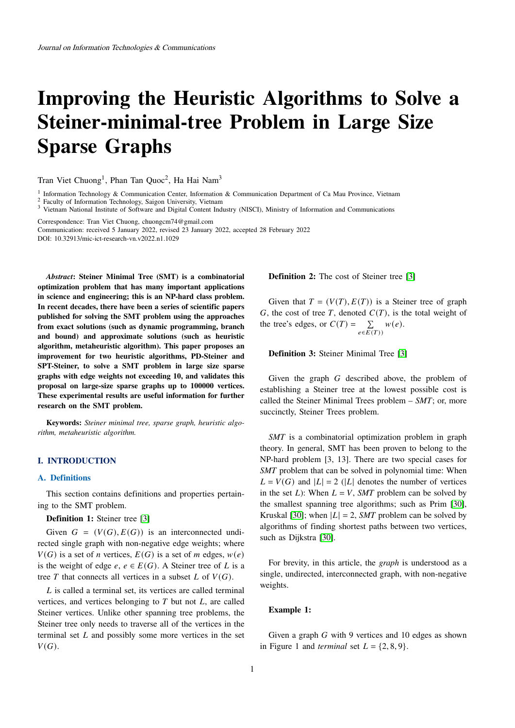# Improving the Heuristic Algorithms to Solve a Steiner-minimal-tree Problem in Large Size Sparse Graphs

Tran Viet Chuong[1], Phan Tan Quoc[2], Ha Hai Nam[3]

[1] Information Technology & Communication Center, Information & Communication Department of Ca Mau Province, Vietnam
[2] Faculty of Information Technology, Saigon University, Vietnam
[3] Vietnam National Institute of Software and Digital Content Industry (NISCI), Ministry of Information and Communications

Correspondence: Tran Viet Chuong, chuongcm74@gmail.com
Communication: received 5 January 2022, revised 23 January 2022, accepted 28 February 2022
DOI: 10.32913/mic-ict-research-vn.v2022.n1.1029

***Abstract*: Steiner Minimal Tree (SMT) is a combinatorial optimization problem that has many important applications in science and engineering; this is an NP-hard class problem. In recent decades, there have been a series of scientific papers published for solving the SMT problem using the approaches from exact solutions (such as dynamic programming, branch and bound) and approximate solutions (such as heuristic algorithm, metaheuristic algorithm). This paper proposes an improvement for two heuristic algorithms, PD-Steiner and SPT-Steiner, to solve a SMT problem in large size sparse graphs with edge weights not exceeding 10, and validates this proposal on large-size sparse graphs up to 100000 vertices. These experimental results are useful information for further research on the SMT problem.**

**Keywords:** *Steiner minimal tree, sparse graph, heuristic algorithm, metaheuristic algorithm.*

## I. INTRODUCTION

### A. Definitions

This section contains definitions and properties pertaining to the SMT problem.

**Definition 1:** Steiner tree [3]

Given $G = (V(G), E(G))$ is an interconnected undirected single graph with non-negative edge weights; where $V(G)$ is a set of $n$ vertices, $E(G)$ is a set of $m$ edges, $w(e)$ is the weight of edge $e$, $e \in E(G)$. A Steiner tree of $L$ is a tree $T$ that connects all vertices in a subset $L$ of $V(G)$.

$L$ is called a terminal set, its vertices are called terminal vertices, and vertices belonging to $T$ but not $L$, are called Steiner vertices. Unlike other spanning tree problems, the Steiner tree only needs to traverse all of the vertices in the terminal set $L$ and possibly some more vertices in the set $V(G)$.

**Definition 2:** The cost of Steiner tree [3]

Given that $T = (V(T), E(T))$ is a Steiner tree of graph $G$, the cost of tree $T$, denoted $C(T)$, is the total weight of the tree's edges, or $C(T) = \sum_{e \in E(T))} w(e)$.

**Definition 3:** Steiner Minimal Tree [3]

Given the graph $G$ described above, the problem of establishing a Steiner tree at the lowest possible cost is called the Steiner Minimal Trees problem – *SMT*; or, more succinctly, Steiner Trees problem.

*SMT* is a combinatorial optimization problem in graph theory. In general, SMT has been proven to belong to the NP-hard problem [3, 13]. There are two special cases for *SMT* problem that can be solved in polynomial time: When $L = V(G)$ and $|L| = 2$ ($|L|$ denotes the number of vertices in the set $L$): When $L = V$, *SMT* problem can be solved by the smallest spanning tree algorithms; such as Prim [30], Kruskal [30]; when $|L| = 2$, *SMT* problem can be solved by algorithms of finding shortest paths between two vertices, such as Dijkstra [30].

For brevity, in this article, the *graph* is understood as a single, undirected, interconnected graph, with non-negative weights.

**Example 1:**

Given a graph $G$ with 9 vertices and 10 edges as shown in Figure 1 and *terminal* set $L = \{2, 8, 9\}$.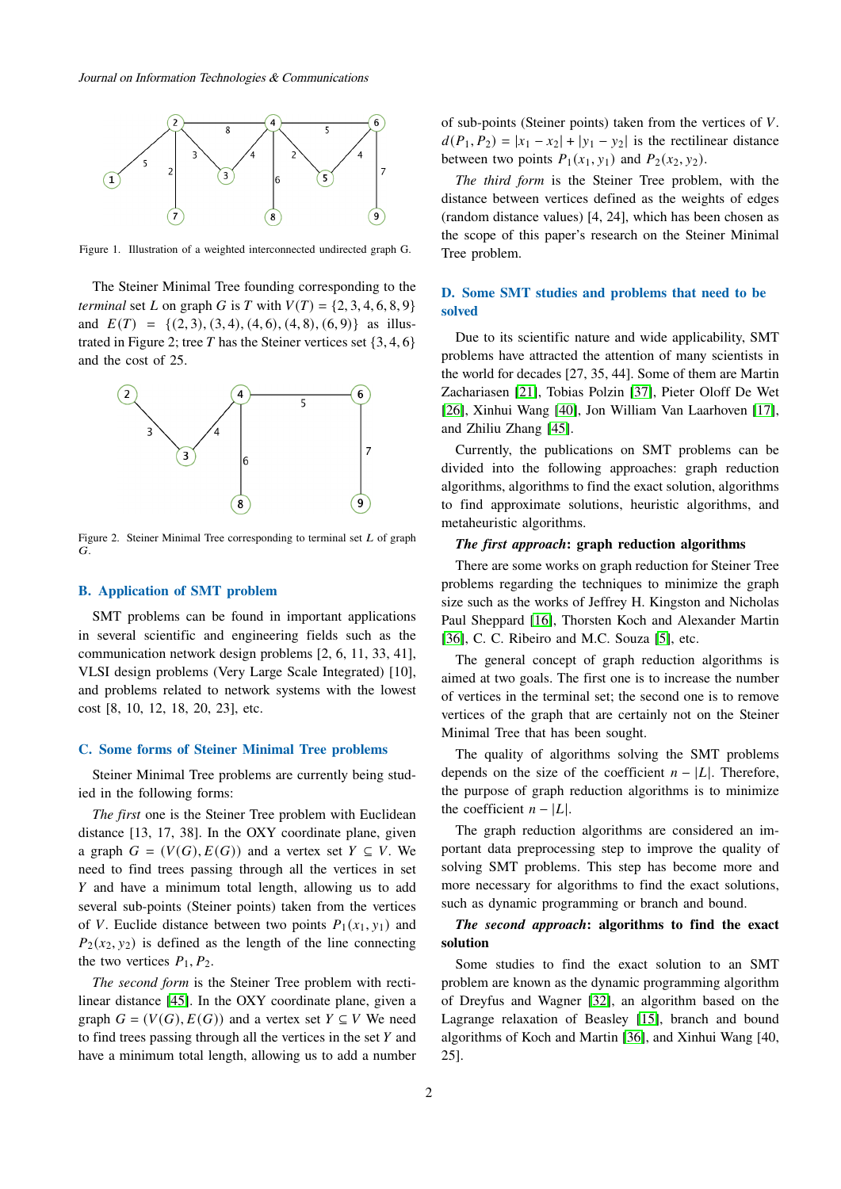Figure 1. Illustration of a weighted interconnected undirected graph G.

The Steiner Minimal Tree founding corresponding to the *terminal* set $L$ on graph $G$ is $T$ with $V(T) = \{2, 3, 4, 6, 8, 9\}$ and $E(T) = \{(2, 3), (3, 4), (4, 6), (4, 8), (6, 9)\}$ as illustrated in Figure 2; tree $T$ has the Steiner vertices set $\{3, 4, 6\}$ and the cost of 25.

Figure 2. Steiner Minimal Tree corresponding to terminal set $L$ of graph $G$.

## B. Application of SMT problem

SMT problems can be found in important applications in several scientific and engineering fields such as the communication network design problems [2, 6, 11, 33, 41], VLSI design problems (Very Large Scale Integrated) [10], and problems related to network systems with the lowest cost [8, 10, 12, 18, 20, 23], etc.

## C. Some forms of Steiner Minimal Tree problems

Steiner Minimal Tree problems are currently being studied in the following forms:

*The first* one is the Steiner Tree problem with Euclidean distance [13, 17, 38]. In the OXY coordinate plane, given a graph $G = (V(G), E(G))$ and a vertex set $Y \subseteq V$. We need to find trees passing through all the vertices in set $Y$ and have a minimum total length, allowing us to add several sub-points (Steiner points) taken from the vertices of $V$. Euclide distance between two points $P_1(x_1, y_1)$ and $P_2(x_2, y_2)$ is defined as the length of the line connecting the two vertices $P_1, P_2$.

*The second form* is the Steiner Tree problem with rectilinear distance [45]. In the OXY coordinate plane, given a graph $G = (V(G), E(G))$ and a vertex set $Y \subseteq V$ We need to find trees passing through all the vertices in the set $Y$ and have a minimum total length, allowing us to add a number of sub-points (Steiner points) taken from the vertices of $V$. $d(P_1, P_2) = |x_1 - x_2| + |y_1 - y_2|$ is the rectilinear distance between two points $P_1(x_1, y_1)$ and $P_2(x_2, y_2)$.

*The third form* is the Steiner Tree problem, with the distance between vertices defined as the weights of edges (random distance values) [4, 24], which has been chosen as the scope of this paper's research on the Steiner Minimal Tree problem.

## D. Some SMT studies and problems that need to be solved

Due to its scientific nature and wide applicability, SMT problems have attracted the attention of many scientists in the world for decades [27, 35, 44]. Some of them are Martin Zachariasen [21], Tobias Polzin [37], Pieter Oloff De Wet [26], Xinhui Wang [40], Jon William Van Laarhoven [17], and Zhiliu Zhang [45].

Currently, the publications on SMT problems can be divided into the following approaches: graph reduction algorithms, algorithms to find the exact solution, algorithms to find approximate solutions, heuristic algorithms, and metaheuristic algorithms.

***The first approach*: graph reduction algorithms**

There are some works on graph reduction for Steiner Tree problems regarding the techniques to minimize the graph size such as the works of Jeffrey H. Kingston and Nicholas Paul Sheppard [16], Thorsten Koch and Alexander Martin [36], C. C. Ribeiro and M.C. Souza [5], etc.

The general concept of graph reduction algorithms is aimed at two goals. The first one is to increase the number of vertices in the terminal set; the second one is to remove vertices of the graph that are certainly not on the Steiner Minimal Tree that has been sought.

The quality of algorithms solving the SMT problems depends on the size of the coefficient $n - |L|$. Therefore, the purpose of graph reduction algorithms is to minimize the coefficient $n - |L|$.

The graph reduction algorithms are considered an important data preprocessing step to improve the quality of solving SMT problems. This step has become more and more necessary for algorithms to find the exact solutions, such as dynamic programming or branch and bound.

***The second approach*: algorithms to find the exact solution**

Some studies to find the exact solution to an SMT problem are known as the dynamic programming algorithm of Dreyfus and Wagner [32], an algorithm based on the Lagrange relaxation of Beasley [15], branch and bound algorithms of Koch and Martin [36], and Xinhui Wang [40, 25].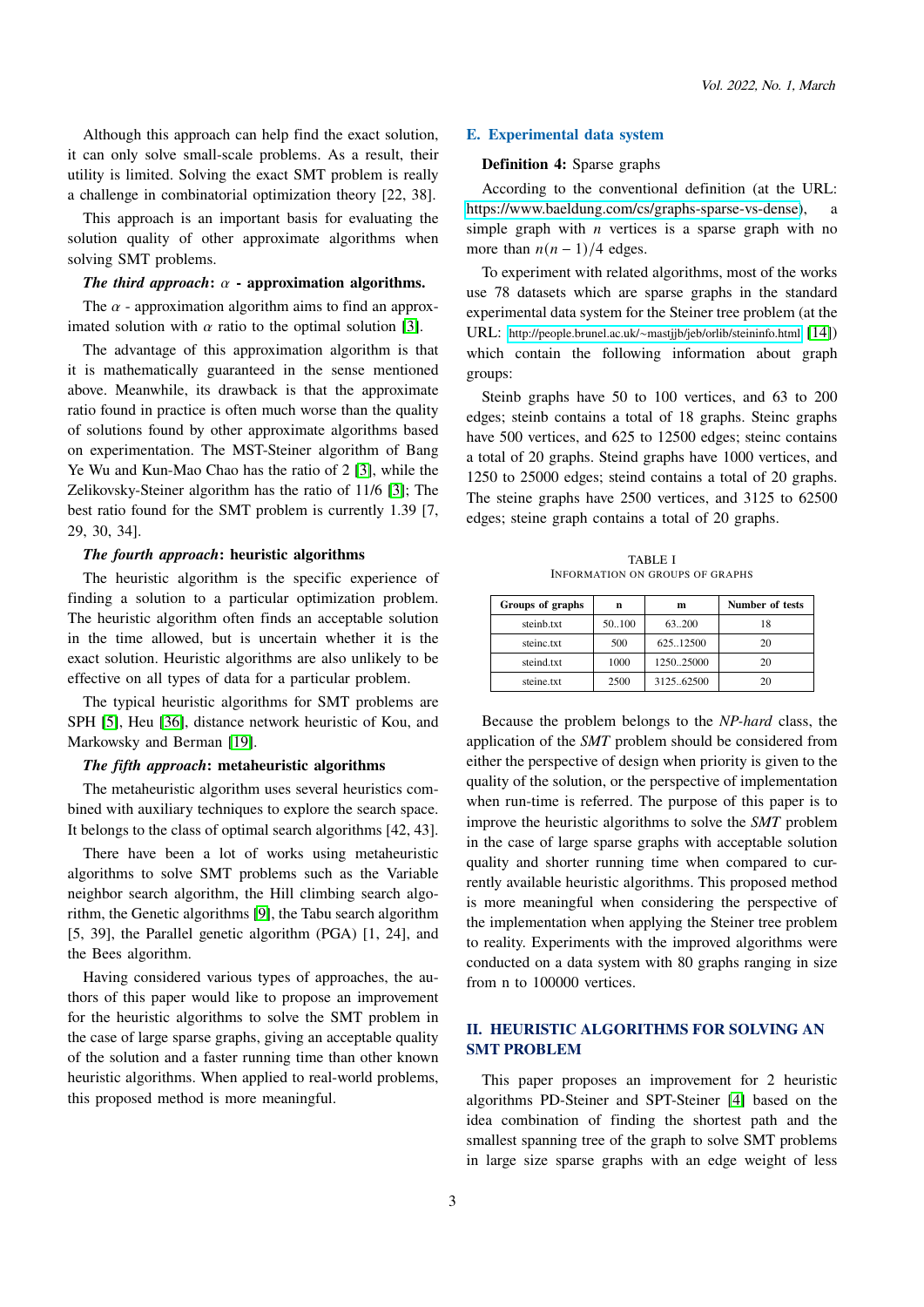Although this approach can help find the exact solution, it can only solve small-scale problems. As a result, their utility is limited. Solving the exact SMT problem is really a challenge in combinatorial optimization theory [22, 38].

This approach is an important basis for evaluating the solution quality of other approximate algorithms when solving SMT problems.

***The third approach*: $\alpha$ - approximation algorithms.**

The $\alpha$ - approximation algorithm aims to find an approximated solution with $\alpha$ ratio to the optimal solution [3].

The advantage of this approximation algorithm is that it is mathematically guaranteed in the sense mentioned above. Meanwhile, its drawback is that the approximate ratio found in practice is often much worse than the quality of solutions found by other approximate algorithms based on experimentation. The MST-Steiner algorithm of Bang Ye Wu and Kun-Mao Chao has the ratio of 2 [3], while the Zelikovsky-Steiner algorithm has the ratio of 11/6 [3]; The best ratio found for the SMT problem is currently 1.39 [7, 29, 30, 34].

***The fourth approach*: heuristic algorithms**

The heuristic algorithm is the specific experience of finding a solution to a particular optimization problem. The heuristic algorithm often finds an acceptable solution in the time allowed, but is uncertain whether it is the exact solution. Heuristic algorithms are also unlikely to be effective on all types of data for a particular problem.

The typical heuristic algorithms for SMT problems are SPH [5], Heu [36], distance network heuristic of Kou, and Markowsky and Berman [19].

***The fifth approach*: metaheuristic algorithms**

The metaheuristic algorithm uses several heuristics combined with auxiliary techniques to explore the search space. It belongs to the class of optimal search algorithms [42, 43].

There have been a lot of works using metaheuristic algorithms to solve SMT problems such as the Variable neighbor search algorithm, the Hill climbing search algorithm, the Genetic algorithms [9], the Tabu search algorithm [5, 39], the Parallel genetic algorithm (PGA) [1, 24], and the Bees algorithm.

Having considered various types of approaches, the authors of this paper would like to propose an improvement for the heuristic algorithms to solve the SMT problem in the case of large sparse graphs, giving an acceptable quality of the solution and a faster running time than other known heuristic algorithms. When applied to real-world problems, this proposed method is more meaningful.

### E. Experimental data system

**Definition 4:** Sparse graphs

According to the conventional definition (at the URL: https://www.baeldung.com/cs/graphs-sparse-vs-dense), a simple graph with $n$ vertices is a sparse graph with no more than $n(n-1)/4$ edges.

To experiment with related algorithms, most of the works use 78 datasets which are sparse graphs in the standard experimental data system for the Steiner tree problem (at the URL: http://people.brunel.ac.uk/~mastjjb/jeb/orlib/steininfo.html [14]) which contain the following information about graph groups:

Steinb graphs have 50 to 100 vertices, and 63 to 200 edges; steinb contains a total of 18 graphs. Steinc graphs have 500 vertices, and 625 to 12500 edges; steinc contains a total of 20 graphs. Steind graphs have 1000 vertices, and 1250 to 25000 edges; steind contains a total of 20 graphs. The steine graphs have 2500 vertices, and 3125 to 62500 edges; steine graph contains a total of 20 graphs.

TABLE I
INFORMATION ON GROUPS OF GRAPHS

| Groups of graphs | n | m | Number of tests |
|---|---|---|---|
| steinb.txt | 50..100 | 63..200 | 18 |
| steinc.txt | 500 | 625..12500 | 20 |
| steind.txt | 1000 | 1250..25000 | 20 |
| steine.txt | 2500 | 3125..62500 | 20 |

Because the problem belongs to the *NP-hard* class, the application of the *SMT* problem should be considered from either the perspective of design when priority is given to the quality of the solution, or the perspective of implementation when run-time is referred. The purpose of this paper is to improve the heuristic algorithms to solve the *SMT* problem in the case of large sparse graphs with acceptable solution quality and shorter running time when compared to currently available heuristic algorithms. This proposed method is more meaningful when considering the perspective of the implementation when applying the Steiner tree problem to reality. Experiments with the improved algorithms were conducted on a data system with 80 graphs ranging in size from n to 100000 vertices.

## II. HEURISTIC ALGORITHMS FOR SOLVING AN SMT PROBLEM

This paper proposes an improvement for 2 heuristic algorithms PD-Steiner and SPT-Steiner [4] based on the idea combination of finding the shortest path and the smallest spanning tree of the graph to solve SMT problems in large size sparse graphs with an edge weight of less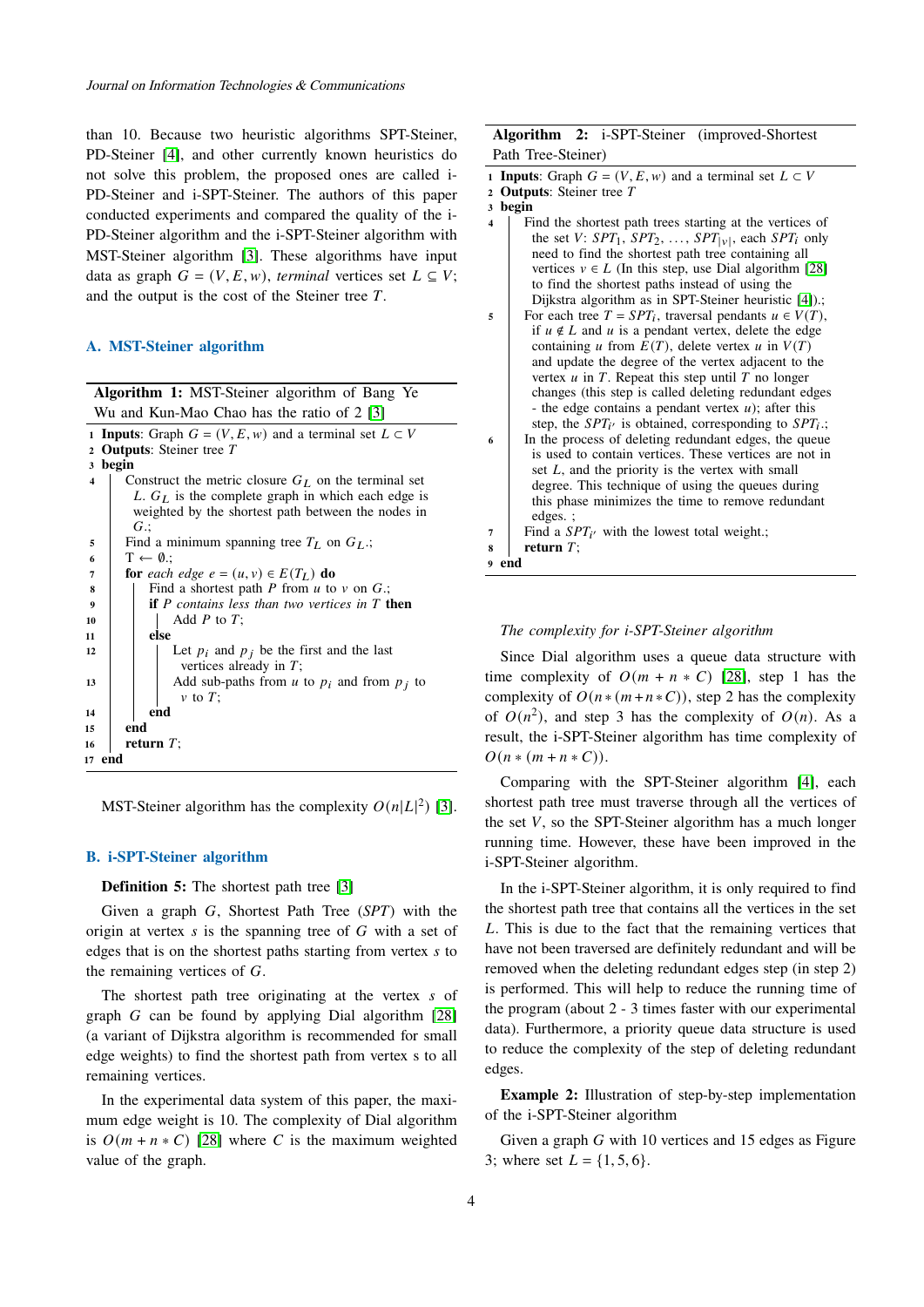than 10. Because two heuristic algorithms SPT-Steiner, PD-Steiner [4], and other currently known heuristics do not solve this problem, the proposed ones are called i-PD-Steiner and i-SPT-Steiner. The authors of this paper conducted experiments and compared the quality of the i-PD-Steiner algorithm and the i-SPT-Steiner algorithm with MST-Steiner algorithm [3]. These algorithms have input data as graph $G = (V, E, w)$, *terminal* vertices set $L \subseteq V$; and the output is the cost of the Steiner tree $T$.

## A. MST-Steiner algorithm

**Algorithm 1:** MST-Steiner algorithm of Bang Ye Wu and Kun-Mao Chao has the ratio of 2 [3]

```
1  Inputs: Graph G = (V, E, w) and a terminal set L ⊂ V
2  Outputs: Steiner tree T
3  begin
4      Construct the metric closure G_L on the terminal set
       L. G_L is the complete graph in which each edge is
       weighted by the shortest path between the nodes in
       G.;
5      Find a minimum spanning tree T_L on G_L.;
6      T ← ∅.;
7      for each edge e = (u, v) ∈ E(T_L) do
8          Find a shortest path P from u to v on G.;
9          if P contains less than two vertices in T then
10             Add P to T;
11         else
12             Let p_i and p_j be the first and the last
               vertices already in T;
13             Add sub-paths from u to p_i and from p_j to
               v to T;
14         end
15     end
16     return T;
17 end
```

MST-Steiner algorithm has the complexity $O(n|L|^2)$ [3].

## B. i-SPT-Steiner algorithm

**Definition 5:** The shortest path tree [3]

Given a graph $G$, Shortest Path Tree ($SPT$) with the origin at vertex $s$ is the spanning tree of $G$ with a set of edges that is on the shortest paths starting from vertex $s$ to the remaining vertices of $G$.

The shortest path tree originating at the vertex $s$ of graph $G$ can be found by applying Dial algorithm [28] (a variant of Dijkstra algorithm is recommended for small edge weights) to find the shortest path from vertex s to all remaining vertices.

In the experimental data system of this paper, the maximum edge weight is 10. The complexity of Dial algorithm is $O(m + n * C)$ [28] where $C$ is the maximum weighted value of the graph.

**Algorithm 2:** i-SPT-Steiner (improved-Shortest Path Tree-Steiner)

```
1  Inputs: Graph G = (V, E, w) and a terminal set L ⊂ V
2  Outputs: Steiner tree T
3  begin
4      Find the shortest path trees starting at the vertices of
       the set V: SPT_1, SPT_2, ..., SPT_|V|, each SPT_i only
       need to find the shortest path tree containing all
       vertices v ∈ L (In this step, use Dial algorithm [28]
       to find the shortest paths instead of using the
       Dijkstra algorithm as in SPT-Steiner heuristic [4]).;
5      For each tree T = SPT_i, traversal pendants u ∈ V(T),
       if u ∉ L and u is a pendant vertex, delete the edge
       containing u from E(T), delete vertex u in V(T)
       and update the degree of the vertex adjacent to the
       vertex u in T. Repeat this step until T no longer
       changes (this step is called deleting redundant edges
       - the edge contains a pendant vertex u); after this
       step, the SPT_i' is obtained, corresponding to SPT_i.;
6      In the process of deleting redundant edges, the queue
       is used to contain vertices. These vertices are not in
       set L, and the priority is the vertex with small
       degree. This technique of using the queues during
       this phase minimizes the time to remove redundant
       edges. ;
7      Find a SPT_i' with the lowest total weight.;
8      return T;
9  end
```

*The complexity for i-SPT-Steiner algorithm*

Since Dial algorithm uses a queue data structure with time complexity of $O(m + n * C)$ [28], step 1 has the complexity of $O(n * (m + n * C))$, step 2 has the complexity of $O(n^2)$, and step 3 has the complexity of $O(n)$. As a result, the i-SPT-Steiner algorithm has time complexity of $O(n * (m + n * C))$.

Comparing with the SPT-Steiner algorithm [4], each shortest path tree must traverse through all the vertices of the set $V$, so the SPT-Steiner algorithm has a much longer running time. However, these have been improved in the i-SPT-Steiner algorithm.

In the i-SPT-Steiner algorithm, it is only required to find the shortest path tree that contains all the vertices in the set $L$. This is due to the fact that the remaining vertices that have not been traversed are definitely redundant and will be removed when the deleting redundant edges step (in step 2) is performed. This will help to reduce the running time of the program (about 2 - 3 times faster with our experimental data). Furthermore, a priority queue data structure is used to reduce the complexity of the step of deleting redundant edges.

**Example 2:** Illustration of step-by-step implementation of the i-SPT-Steiner algorithm

Given a graph $G$ with 10 vertices and 15 edges as Figure 3; where set $L = \{1, 5, 6\}$.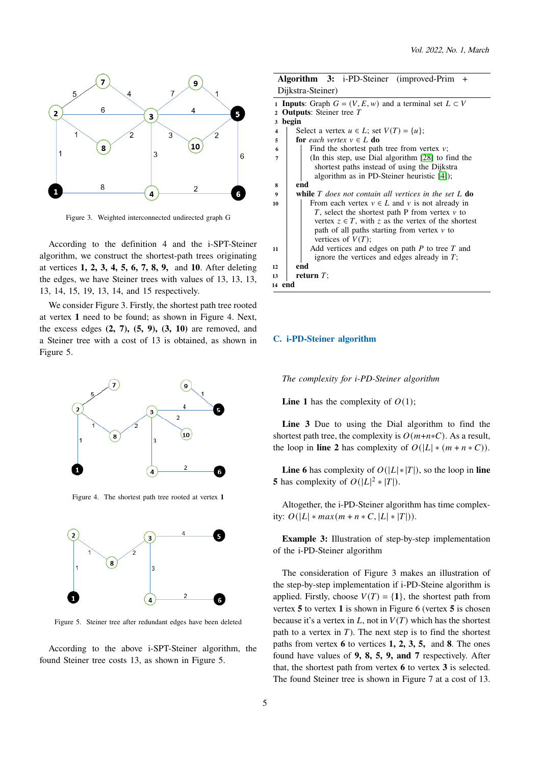Figure 3. Weighted interconnected undirected graph G

According to the definition 4 and the i-SPT-Steiner algorithm, we construct the shortest-path trees originating at vertices **1, 2, 3, 4, 5, 6, 7, 8, 9,** and **10**. After deleting the edges, we have Steiner trees with values of 13, 13, 13, 13, 14, 15, 19, 13, 14, and 15 respectively.

We consider Figure 3. Firstly, the shortest path tree rooted at vertex **1** need to be found; as shown in Figure 4. Next, the excess edges **(2, 7), (5, 9), (3, 10)** are removed, and a Steiner tree with a cost of 13 is obtained, as shown in Figure 5.

Figure 4. The shortest path tree rooted at vertex **1**

Figure 5. Steiner tree after redundant edges have been deleted

According to the above i-SPT-Steiner algorithm, the found Steiner tree costs 13, as shown in Figure 5.

**Algorithm 3:** i-PD-Steiner (improved-Prim + Dijkstra-Steiner)

```
1  Inputs: Graph G = (V, E, w) and a terminal set L ⊂ V
2  Outputs: Steiner tree T
3  begin
4      Select a vertex u ∈ L; set V(T) = {u};
5      for each vertex v ∈ L do
6          Find the shortest path tree from vertex v;
7          (In this step, use Dial algorithm [28] to find the
             shortest paths instead of using the Dijkstra
             algorithm as in PD-Steiner heuristic [4]);
8      end
9      while T does not contain all vertices in the set L do
10         From each vertex v ∈ L and v is not already in
             T, select the shortest path P from vertex v to
             vertex z ∈ T, with z as the vertex of the shortest
             path of all paths starting from vertex v to
             vertices of V(T);
11         Add vertices and edges on path P to tree T and
             ignore the vertices and edges already in T;
12     end
13     return T;
14 end
```

### C. i-PD-Steiner algorithm

*The complexity for i-PD-Steiner algorithm*

**Line 1** has the complexity of $O(1)$;

**Line 3** Due to using the Dial algorithm to find the shortest path tree, the complexity is $O(m+n*C)$. As a result, the loop in **line 2** has complexity of $O(|L|*(m+n*C))$.

**Line 6** has complexity of $O(|L|*|T|)$, so the loop in **line 5** has complexity of $O(|L|^2*|T|)$.

Altogether, the i-PD-Steiner algorithm has time complexity: $O(|L|*max(m+n*C, |L|*|T|))$.

**Example 3:** Illustration of step-by-step implementation of the i-PD-Steiner algorithm

The consideration of Figure 3 makes an illustration of the step-by-step implementation if i-PD-Steine algorithm is applied. Firstly, choose $V(T) = \{\mathbf{1}\}$, the shortest path from vertex **5** to vertex **1** is shown in Figure 6 (vertex **5** is chosen because it's a vertex in $L$, not in $V(T)$ which has the shortest path to a vertex in $T$). The next step is to find the shortest paths from vertex **6** to vertices **1, 2, 3, 5,** and **8**. The ones found have values of **9, 8, 5, 9, and 7** respectively. After that, the shortest path from vertex **6** to vertex **3** is selected. The found Steiner tree is shown in Figure 7 at a cost of 13.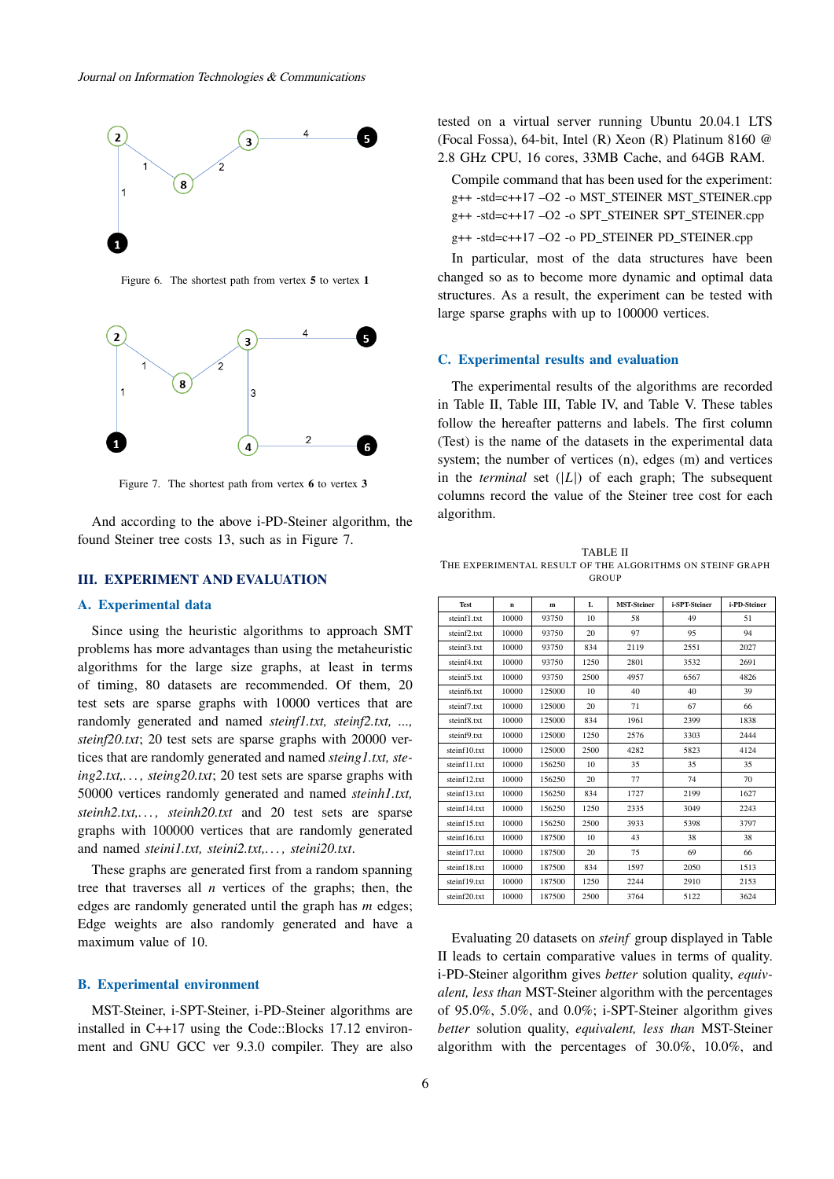Figure 6. The shortest path from vertex **5** to vertex **1**

Figure 7. The shortest path from vertex **6** to vertex **3**

And according to the above i-PD-Steiner algorithm, the found Steiner tree costs 13, such as in Figure 7.

## III. EXPERIMENT AND EVALUATION

### A. Experimental data

Since using the heuristic algorithms to approach SMT problems has more advantages than using the metaheuristic algorithms for the large size graphs, at least in terms of timing, 80 datasets are recommended. Of them, 20 test sets are sparse graphs with 10000 vertices that are randomly generated and named *steinf1.txt, steinf2.txt, ..., steinf20.txt*; 20 test sets are sparse graphs with 20000 vertices that are randomly generated and named *steing1.txt, steing2.txt,. . . , steing20.txt*; 20 test sets are sparse graphs with 50000 vertices randomly generated and named *steinh1.txt, steinh2.txt,. . . , steinh20.txt* and 20 test sets are sparse graphs with 100000 vertices that are randomly generated and named *steini1.txt, steini2.txt,. . . , steini20.txt*.

These graphs are generated first from a random spanning tree that traverses all $n$ vertices of the graphs; then, the edges are randomly generated until the graph has $m$ edges; Edge weights are also randomly generated and have a maximum value of 10.

### B. Experimental environment

MST-Steiner, i-SPT-Steiner, i-PD-Steiner algorithms are installed in C++17 using the Code::Blocks 17.12 environment and GNU GCC ver 9.3.0 compiler. They are also tested on a virtual server running Ubuntu 20.04.1 LTS (Focal Fossa), 64-bit, Intel (R) Xeon (R) Platinum 8160 @ 2.8 GHz CPU, 16 cores, 33MB Cache, and 64GB RAM.

Compile command that has been used for the experiment:

```
g++ -std=c++17 –O2 -o MST_STEINER MST_STEINER.cpp
g++ -std=c++17 –O2 -o SPT_STEINER SPT_STEINER.cpp
g++ -std=c++17 –O2 -o PD_STEINER PD_STEINER.cpp
```

In particular, most of the data structures have been changed so as to become more dynamic and optimal data structures. As a result, the experiment can be tested with large sparse graphs with up to 100000 vertices.

### C. Experimental results and evaluation

The experimental results of the algorithms are recorded in Table II, Table III, Table IV, and Table V. These tables follow the hereafter patterns and labels. The first column (Test) is the name of the datasets in the experimental data system; the number of vertices (n), edges (m) and vertices in the *terminal* set ($|L|$) of each graph; The subsequent columns record the value of the Steiner tree cost for each algorithm.

TABLE II
THE EXPERIMENTAL RESULT OF THE ALGORITHMS ON STEINF GRAPH GROUP

| Test | n | m | L | MST-Steiner | i-SPT-Steiner | i-PD-Steiner |
|---|---|---|---|---|---|---|
| steinf1.txt | 10000 | 93750 | 10 | 58 | 49 | 51 |
| steinf2.txt | 10000 | 93750 | 20 | 97 | 95 | 94 |
| steinf3.txt | 10000 | 93750 | 834 | 2119 | 2551 | 2027 |
| steinf4.txt | 10000 | 93750 | 1250 | 2801 | 3532 | 2691 |
| steinf5.txt | 10000 | 93750 | 2500 | 4957 | 6567 | 4826 |
| steinf6.txt | 10000 | 125000 | 10 | 40 | 40 | 39 |
| steinf7.txt | 10000 | 125000 | 20 | 71 | 67 | 66 |
| steinf8.txt | 10000 | 125000 | 834 | 1961 | 2399 | 1838 |
| steinf9.txt | 10000 | 125000 | 1250 | 2576 | 3303 | 2444 |
| steinf10.txt | 10000 | 125000 | 2500 | 4282 | 5823 | 4124 |
| steinf11.txt | 10000 | 156250 | 10 | 35 | 35 | 35 |
| steinf12.txt | 10000 | 156250 | 20 | 77 | 74 | 70 |
| steinf13.txt | 10000 | 156250 | 834 | 1727 | 2199 | 1627 |
| steinf14.txt | 10000 | 156250 | 1250 | 2335 | 3049 | 2243 |
| steinf15.txt | 10000 | 156250 | 2500 | 3933 | 5398 | 3797 |
| steinf16.txt | 10000 | 187500 | 10 | 43 | 38 | 38 |
| steinf17.txt | 10000 | 187500 | 20 | 75 | 69 | 66 |
| steinf18.txt | 10000 | 187500 | 834 | 1597 | 2050 | 1513 |
| steinf19.txt | 10000 | 187500 | 1250 | 2244 | 2910 | 2153 |
| steinf20.txt | 10000 | 187500 | 2500 | 3764 | 5122 | 3624 |

Evaluating 20 datasets on *steinf* group displayed in Table II leads to certain comparative values in terms of quality. i-PD-Steiner algorithm gives *better* solution quality, *equivalent, less than* MST-Steiner algorithm with the percentages of 95.0%, 5.0%, and 0.0%; i-SPT-Steiner algorithm gives *better* solution quality, *equivalent, less than* MST-Steiner algorithm with the percentages of 30.0%, 10.0%, and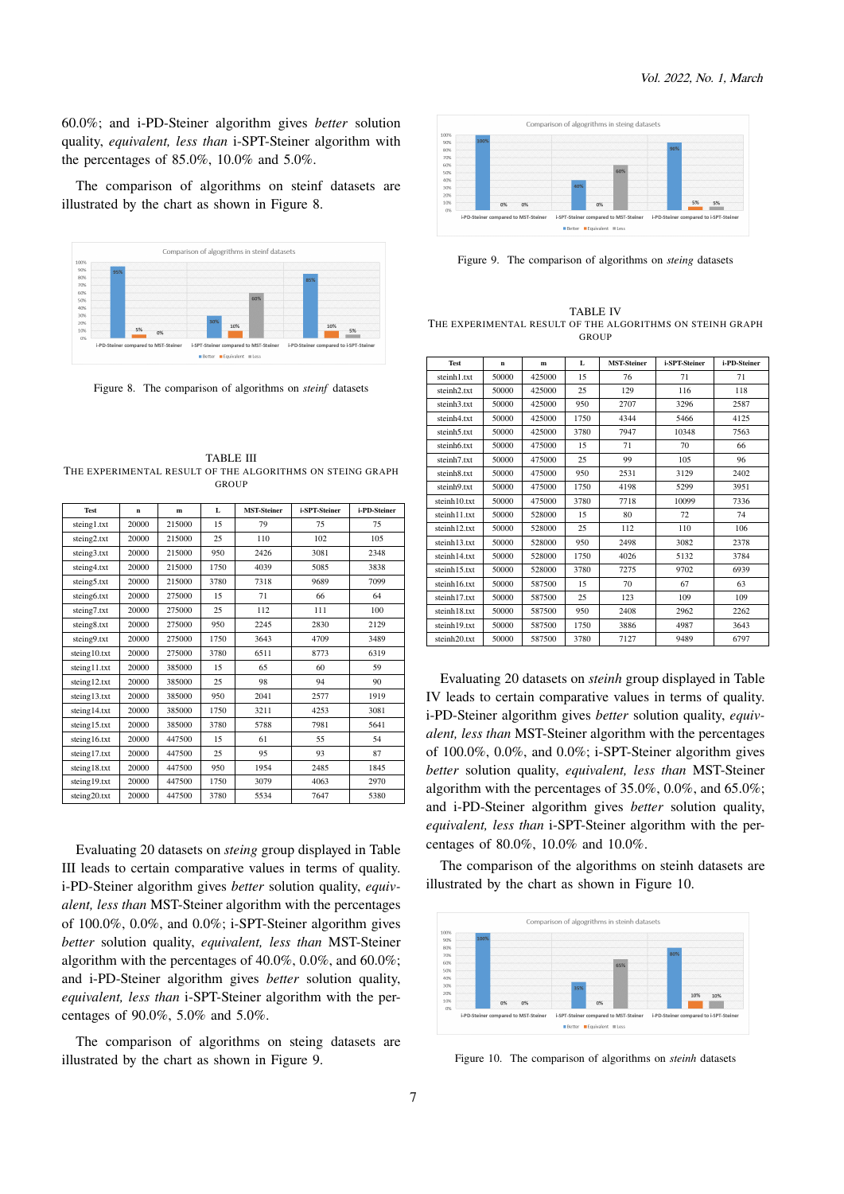60.0%; and i-PD-Steiner algorithm gives *better* solution quality, *equivalent, less than* i-SPT-Steiner algorithm with the percentages of 85.0%, 10.0% and 5.0%.

The comparison of algorithms on steinf datasets are illustrated by the chart as shown in Figure 8.

Figure 8. The comparison of algorithms on *steinf* datasets

TABLE III
THE EXPERIMENTAL RESULT OF THE ALGORITHMS ON STEING GRAPH GROUP

| Test | n | m | L | MST-Steiner | i-SPT-Steiner | i-PD-Steiner |
|---|---|---|---|---|---|---|
| steing1.txt | 20000 | 215000 | 15 | 79 | 75 | 75 |
| steing2.txt | 20000 | 215000 | 25 | 110 | 102 | 105 |
| steing3.txt | 20000 | 215000 | 950 | 2426 | 3081 | 2348 |
| steing4.txt | 20000 | 215000 | 1750 | 4039 | 5085 | 3838 |
| steing5.txt | 20000 | 215000 | 3780 | 7318 | 9689 | 7099 |
| steing6.txt | 20000 | 275000 | 15 | 71 | 66 | 64 |
| steing7.txt | 20000 | 275000 | 25 | 112 | 111 | 100 |
| steing8.txt | 20000 | 275000 | 950 | 2245 | 2830 | 2129 |
| steing9.txt | 20000 | 275000 | 1750 | 3643 | 4709 | 3489 |
| steing10.txt | 20000 | 275000 | 3780 | 6511 | 8773 | 6319 |
| steing11.txt | 20000 | 385000 | 15 | 65 | 60 | 59 |
| steing12.txt | 20000 | 385000 | 25 | 98 | 94 | 90 |
| steing13.txt | 20000 | 385000 | 950 | 2041 | 2577 | 1919 |
| steing14.txt | 20000 | 385000 | 1750 | 3211 | 4253 | 3081 |
| steing15.txt | 20000 | 385000 | 3780 | 5788 | 7981 | 5641 |
| steing16.txt | 20000 | 447500 | 15 | 61 | 55 | 54 |
| steing17.txt | 20000 | 447500 | 25 | 95 | 93 | 87 |
| steing18.txt | 20000 | 447500 | 950 | 1954 | 2485 | 1845 |
| steing19.txt | 20000 | 447500 | 1750 | 3079 | 4063 | 2970 |
| steing20.txt | 20000 | 447500 | 3780 | 5534 | 7647 | 5380 |

Evaluating 20 datasets on *steing* group displayed in Table III leads to certain comparative values in terms of quality. i-PD-Steiner algorithm gives *better* solution quality, *equivalent, less than* MST-Steiner algorithm with the percentages of 100.0%, 0.0%, and 0.0%; i-SPT-Steiner algorithm gives *better* solution quality, *equivalent, less than* MST-Steiner algorithm with the percentages of 40.0%, 0.0%, and 60.0%; and i-PD-Steiner algorithm gives *better* solution quality, *equivalent, less than* i-SPT-Steiner algorithm with the percentages of 90.0%, 5.0% and 5.0%.

The comparison of algorithms on steing datasets are illustrated by the chart as shown in Figure 9.

Figure 9. The comparison of algorithms on *steing* datasets

TABLE IV
THE EXPERIMENTAL RESULT OF THE ALGORITHMS ON STEINH GRAPH GROUP

| Test | n | m | L | MST-Steiner | i-SPT-Steiner | i-PD-Steiner |
|---|---|---|---|---|---|---|
| steinh1.txt | 50000 | 425000 | 15 | 76 | 71 | 71 |
| steinh2.txt | 50000 | 425000 | 25 | 129 | 116 | 118 |
| steinh3.txt | 50000 | 425000 | 950 | 2707 | 3296 | 2587 |
| steinh4.txt | 50000 | 425000 | 1750 | 4344 | 5466 | 4125 |
| steinh5.txt | 50000 | 425000 | 3780 | 7947 | 10348 | 7563 |
| steinh6.txt | 50000 | 475000 | 15 | 71 | 70 | 66 |
| steinh7.txt | 50000 | 475000 | 25 | 99 | 105 | 96 |
| steinh8.txt | 50000 | 475000 | 950 | 2531 | 3129 | 2402 |
| steinh9.txt | 50000 | 475000 | 1750 | 4198 | 5299 | 3951 |
| steinh10.txt | 50000 | 475000 | 3780 | 7718 | 10099 | 7336 |
| steinh11.txt | 50000 | 528000 | 15 | 80 | 72 | 74 |
| steinh12.txt | 50000 | 528000 | 25 | 112 | 110 | 106 |
| steinh13.txt | 50000 | 528000 | 950 | 2498 | 3082 | 2378 |
| steinh14.txt | 50000 | 528000 | 1750 | 4026 | 5132 | 3784 |
| steinh15.txt | 50000 | 528000 | 3780 | 7275 | 9702 | 6939 |
| steinh16.txt | 50000 | 587500 | 15 | 70 | 67 | 63 |
| steinh17.txt | 50000 | 587500 | 25 | 123 | 109 | 109 |
| steinh18.txt | 50000 | 587500 | 950 | 2408 | 2962 | 2262 |
| steinh19.txt | 50000 | 587500 | 1750 | 3886 | 4987 | 3643 |
| steinh20.txt | 50000 | 587500 | 3780 | 7127 | 9489 | 6797 |

Evaluating 20 datasets on *steinh* group displayed in Table IV leads to certain comparative values in terms of quality. i-PD-Steiner algorithm gives *better* solution quality, *equivalent, less than* MST-Steiner algorithm with the percentages of 100.0%, 0.0%, and 0.0%; i-SPT-Steiner algorithm gives *better* solution quality, *equivalent, less than* MST-Steiner algorithm with the percentages of 35.0%, 0.0%, and 65.0%; and i-PD-Steiner algorithm gives *better* solution quality, *equivalent, less than* i-SPT-Steiner algorithm with the percentages of 80.0%, 10.0% and 10.0%.

The comparison of the algorithms on steinh datasets are illustrated by the chart as shown in Figure 10.

Figure 10. The comparison of algorithms on *steinh* datasets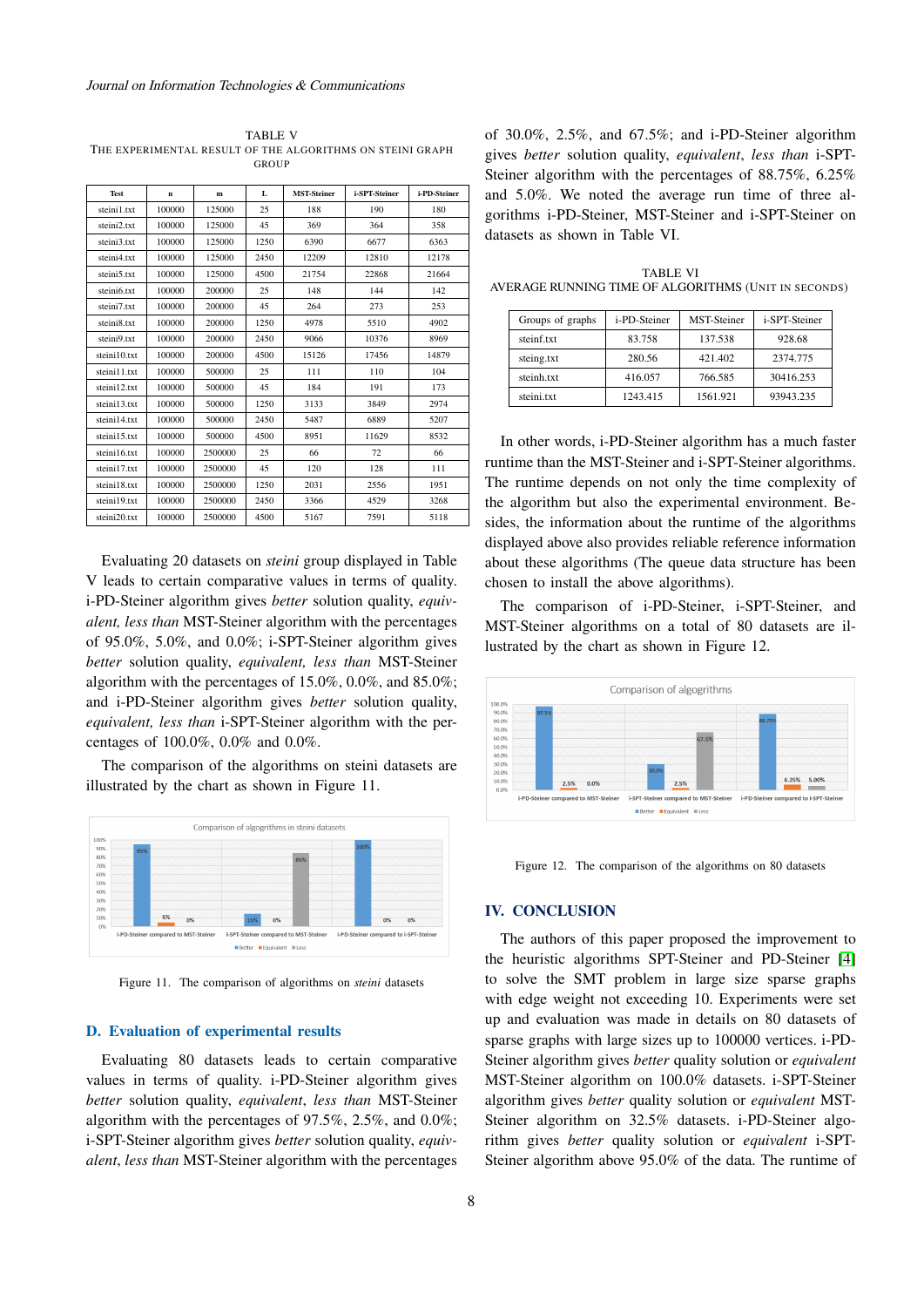TABLE V
THE EXPERIMENTAL RESULT OF THE ALGORITHMS ON STEINI GRAPH GROUP

| Test | n | m | L | MST-Steiner | i-SPT-Steiner | i-PD-Steiner |
|---|---|---|---|---|---|---|
| steini1.txt | 100000 | 125000 | 25 | 188 | 190 | 180 |
| steini2.txt | 100000 | 125000 | 45 | 369 | 364 | 358 |
| steini3.txt | 100000 | 125000 | 1250 | 6390 | 6677 | 6363 |
| steini4.txt | 100000 | 125000 | 2450 | 12209 | 12810 | 12178 |
| steini5.txt | 100000 | 125000 | 4500 | 21754 | 22868 | 21664 |
| steini6.txt | 100000 | 200000 | 25 | 148 | 144 | 142 |
| steini7.txt | 100000 | 200000 | 45 | 264 | 273 | 253 |
| steini8.txt | 100000 | 200000 | 1250 | 4978 | 5510 | 4902 |
| steini9.txt | 100000 | 200000 | 2450 | 9066 | 10376 | 8969 |
| steini10.txt | 100000 | 200000 | 4500 | 15126 | 17456 | 14879 |
| steini11.txt | 100000 | 500000 | 25 | 111 | 110 | 104 |
| steini12.txt | 100000 | 500000 | 45 | 184 | 191 | 173 |
| steini13.txt | 100000 | 500000 | 1250 | 3133 | 3849 | 2974 |
| steini14.txt | 100000 | 500000 | 2450 | 5487 | 6889 | 5207 |
| steini15.txt | 100000 | 500000 | 4500 | 8951 | 11629 | 8532 |
| steini16.txt | 100000 | 2500000 | 25 | 66 | 72 | 66 |
| steini17.txt | 100000 | 2500000 | 45 | 120 | 128 | 111 |
| steini18.txt | 100000 | 2500000 | 1250 | 2031 | 2556 | 1951 |
| steini19.txt | 100000 | 2500000 | 2450 | 3366 | 4529 | 3268 |
| steini20.txt | 100000 | 2500000 | 4500 | 5167 | 7591 | 5118 |

Evaluating 20 datasets on *steini* group displayed in Table V leads to certain comparative values in terms of quality. i-PD-Steiner algorithm gives *better* solution quality, *equivalent, less than* MST-Steiner algorithm with the percentages of 95.0%, 5.0%, and 0.0%; i-SPT-Steiner algorithm gives *better* solution quality, *equivalent, less than* MST-Steiner algorithm with the percentages of 15.0%, 0.0%, and 85.0%; and i-PD-Steiner algorithm gives *better* solution quality, *equivalent, less than* i-SPT-Steiner algorithm with the percentages of 100.0%, 0.0% and 0.0%.

The comparison of the algorithms on steini datasets are illustrated by the chart as shown in Figure 11.

Figure 11. The comparison of algorithms on *steini* datasets

### D. Evaluation of experimental results

Evaluating 80 datasets leads to certain comparative values in terms of quality. i-PD-Steiner algorithm gives *better* solution quality, *equivalent*, *less than* MST-Steiner algorithm with the percentages of 97.5%, 2.5%, and 0.0%; i-SPT-Steiner algorithm gives *better* solution quality, *equivalent*, *less than* MST-Steiner algorithm with the percentages of 30.0%, 2.5%, and 67.5%; and i-PD-Steiner algorithm gives *better* solution quality, *equivalent*, *less than* i-SPT-Steiner algorithm with the percentages of 88.75%, 6.25% and 5.0%. We noted the average run time of three algorithms i-PD-Steiner, MST-Steiner and i-SPT-Steiner on datasets as shown in Table VI.

TABLE VI
AVERAGE RUNNING TIME OF ALGORITHMS (UNIT IN SECONDS)

| Groups of graphs | i-PD-Steiner | MST-Steiner | i-SPT-Steiner |
|---|---|---|---|
| steinf.txt | 83.758 | 137.538 | 928.68 |
| steing.txt | 280.56 | 421.402 | 2374.775 |
| steinh.txt | 416.057 | 766.585 | 30416.253 |
| steini.txt | 1243.415 | 1561.921 | 93943.235 |

In other words, i-PD-Steiner algorithm has a much faster runtime than the MST-Steiner and i-SPT-Steiner algorithms. The runtime depends on not only the time complexity of the algorithm but also the experimental environment. Besides, the information about the runtime of the algorithms displayed above also provides reliable reference information about these algorithms (The queue data structure has been chosen to install the above algorithms).

The comparison of i-PD-Steiner, i-SPT-Steiner, and MST-Steiner algorithms on a total of 80 datasets are illustrated by the chart as shown in Figure 12.

Figure 12. The comparison of the algorithms on 80 datasets

## IV. CONCLUSION

The authors of this paper proposed the improvement to the heuristic algorithms SPT-Steiner and PD-Steiner [4] to solve the SMT problem in large sparse graphs with edge weight not exceeding 10. Experiments were set up and evaluation was made in details on 80 datasets of sparse graphs with large sizes up to 100000 vertices. i-PD-Steiner algorithm gives *better* quality solution or *equivalent* MST-Steiner algorithm on 100.0% datasets. i-SPT-Steiner algorithm gives *better* quality solution or *equivalent* MST-Steiner algorithm on 32.5% datasets. i-PD-Steiner algorithm gives *better* quality solution or *equivalent* i-SPT-Steiner algorithm above 95.0% of the data. The runtime of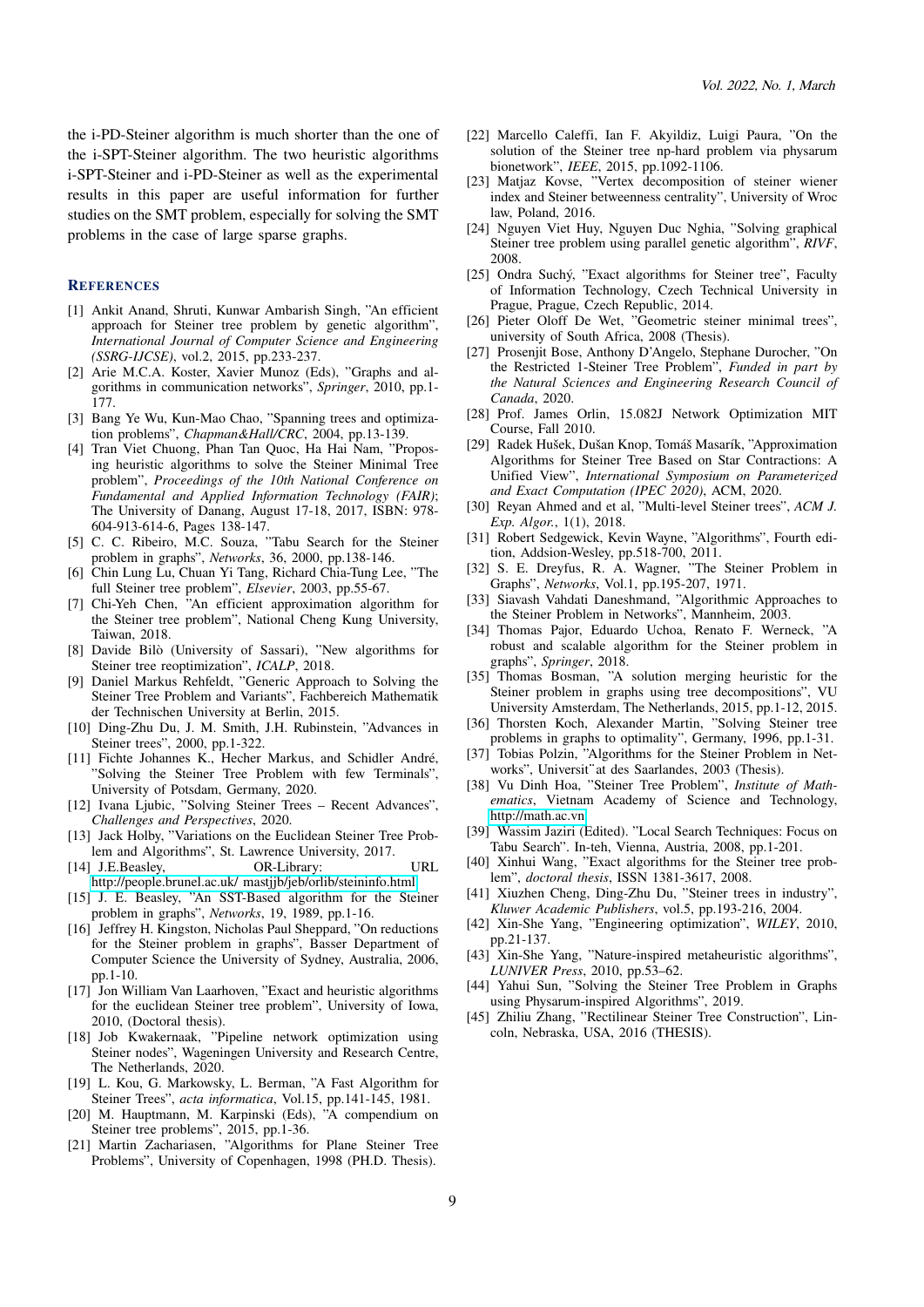the i-PD-Steiner algorithm is much shorter than the one of the i-SPT-Steiner algorithm. The two heuristic algorithms i-SPT-Steiner and i-PD-Steiner as well as the experimental results in this paper are useful information for further studies on the SMT problem, especially for solving the SMT problems in the case of large sparse graphs.

## REFERENCES

[1] Ankit Anand, Shruti, Kunwar Ambarish Singh, "An efficient approach for Steiner tree problem by genetic algorithm", *International Journal of Computer Science and Engineering (SSRG-IJCSE)*, vol.2, 2015, pp.233-237.

[2] Arie M.C.A. Koster, Xavier Munoz (Eds), "Graphs and algorithms in communication networks", *Springer*, 2010, pp.1-177.

[3] Bang Ye Wu, Kun-Mao Chao, "Spanning trees and optimization problems", *Chapman&Hall/CRC*, 2004, pp.13-139.

[4] Tran Viet Chuong, Phan Tan Quoc, Ha Hai Nam, "Proposing heuristic algorithms to solve the Steiner Minimal Tree problem", *Proceedings of the 10th National Conference on Fundamental and Applied Information Technology (FAIR)*; The University of Danang, August 17-18, 2017, ISBN: 978-604-913-614-6, Pages 138-147.

[5] C. C. Ribeiro, M.C. Souza, "Tabu Search for the Steiner problem in graphs", *Networks*, 36, 2000, pp.138-146.

[6] Chin Lung Lu, Chuan Yi Tang, Richard Chia-Tung Lee, "The full Steiner tree problem", *Elsevier*, 2003, pp.55-67.

[7] Chi-Yeh Chen, "An efficient approximation algorithm for the Steiner tree problem", National Cheng Kung University, Taiwan, 2018.

[8] Davide Bilò (University of Sassari), "New algorithms for Steiner tree reoptimization", *ICALP*, 2018.

[9] Daniel Markus Rehfeldt, "Generic Approach to Solving the Steiner Tree Problem and Variants", Fachbereich Mathematik der Technischen University at Berlin, 2015.

[10] Ding-Zhu Du, J. M. Smith, J.H. Rubinstein, "Advances in Steiner trees", 2000, pp.1-322.

[11] Fichte Johannes K., Hecher Markus, and Schidler André, "Solving the Steiner Tree Problem with few Terminals", University of Potsdam, Germany, 2020.

[12] Ivana Ljubic, "Solving Steiner Trees – Recent Advances", *Challenges and Perspectives*, 2020.

[13] Jack Holby, "Variations on the Euclidean Steiner Tree Problem and Algorithms", St. Lawrence University, 2017.

[14] J.E.Beasley, OR-Library: URL http://people.brunel.ac.uk/ mastjjb/jeb/orlib/steininfo.html

[15] J. E. Beasley, "An SST-Based algorithm for the Steiner problem in graphs", *Networks*, 19, 1989, pp.1-16.

[16] Jeffrey H. Kingston, Nicholas Paul Sheppard, "On reductions for the Steiner problem in graphs", Basser Department of Computer Science the University of Sydney, Australia, 2006, pp.1-10.

[17] Jon William Van Laarhoven, "Exact and heuristic algorithms for the euclidean Steiner tree problem", University of Iowa, 2010, (Doctoral thesis).

[18] Job Kwakernaak, "Pipeline network optimization using Steiner nodes", Wageningen University and Research Centre, The Netherlands, 2020.

[19] L. Kou, G. Markowsky, L. Berman, "A Fast Algorithm for Steiner Trees", *acta informatica*, Vol.15, pp.141-145, 1981.

[20] M. Hauptmann, M. Karpinski (Eds), "A compendium on Steiner tree problems", 2015, pp.1-36.

[21] Martin Zachariasen, "Algorithms for Plane Steiner Tree Problems", University of Copenhagen, 1998 (PH.D. Thesis).

[22] Marcello Caleffi, Ian F. Akyildiz, Luigi Paura, "On the solution of the Steiner tree np-hard problem via physarum bionetwork", *IEEE*, 2015, pp.1092-1106.

[23] Matjaz Kovse, "Vertex decomposition of steiner wiener index and Steiner betweenness centrality", University of Wroc law, Poland, 2016.

[24] Nguyen Viet Huy, Nguyen Duc Nghia, "Solving graphical Steiner tree problem using parallel genetic algorithm", *RIVF*, 2008.

[25] Ondra Suchý, "Exact algorithms for Steiner tree", Faculty of Information Technology, Czech Technical University in Prague, Prague, Czech Republic, 2014.

[26] Pieter Oloff De Wet, "Geometric steiner minimal trees", university of South Africa, 2008 (Thesis).

[27] Prosenjit Bose, Anthony D'Angelo, Stephane Durocher, "On the Restricted 1-Steiner Tree Problem", *Funded in part by the Natural Sciences and Engineering Research Council of Canada*, 2020.

[28] Prof. James Orlin, 15.082J Network Optimization MIT Course, Fall 2010.

[29] Radek Hušek, Dušan Knop, Tomáš Masarík, "Approximation Algorithms for Steiner Tree Based on Star Contractions: A Unified View", *International Symposium on Parameterized and Exact Computation (IPEC 2020)*, ACM, 2020.

[30] Reyan Ahmed and et al, "Multi-level Steiner trees", *ACM J. Exp. Algor.*, 1(1), 2018.

[31] Robert Sedgewick, Kevin Wayne, "Algorithms", Fourth edition, Addsion-Wesley, pp.518-700, 2011.

[32] S. E. Dreyfus, R. A. Wagner, "The Steiner Problem in Graphs", *Networks*, Vol.1, pp.195-207, 1971.

[33] Siavash Vahdati Daneshmand, "Algorithmic Approaches to the Steiner Problem in Networks", Mannheim, 2003.

[34] Thomas Pajor, Eduardo Uchoa, Renato F. Werneck, "A robust and scalable algorithm for the Steiner problem in graphs", *Springer*, 2018.

[35] Thomas Bosman, "A solution merging heuristic for the Steiner problem in graphs using tree decompositions", VU University Amsterdam, The Netherlands, 2015, pp.1-12, 2015.

[36] Thorsten Koch, Alexander Martin, "Solving Steiner tree problems in graphs to optimality", Germany, 1996, pp.1-31.

[37] Tobias Polzin, "Algorithms for the Steiner Problem in Networks", Universit¨at des Saarlandes, 2003 (Thesis).

[38] Vu Dinh Hoa, "Steiner Tree Problem", *Institute of Mathematics*, Vietnam Academy of Science and Technology, http://math.ac.vn

[39] Wassim Jaziri (Edited). "Local Search Techniques: Focus on Tabu Search". In-teh, Vienna, Austria, 2008, pp.1-201.

[40] Xinhui Wang, "Exact algorithms for the Steiner tree problem", *doctoral thesis*, ISSN 1381-3617, 2008.

[41] Xiuzhen Cheng, Ding-Zhu Du, "Steiner trees in industry", *Kluwer Academic Publishers*, vol.5, pp.193-216, 2004.

[42] Xin-She Yang, "Engineering optimization", *WILEY*, 2010, pp.21-137.

[43] Xin-She Yang, "Nature-inspired metaheuristic algorithms", *LUNIVER Press*, 2010, pp.53–62.

[44] Yahui Sun, "Solving the Steiner Tree Problem in Graphs using Physarum-inspired Algorithms", 2019.

[45] Zhiliu Zhang, "Rectilinear Steiner Tree Construction", Lincoln, Nebraska, USA, 2016 (THESIS).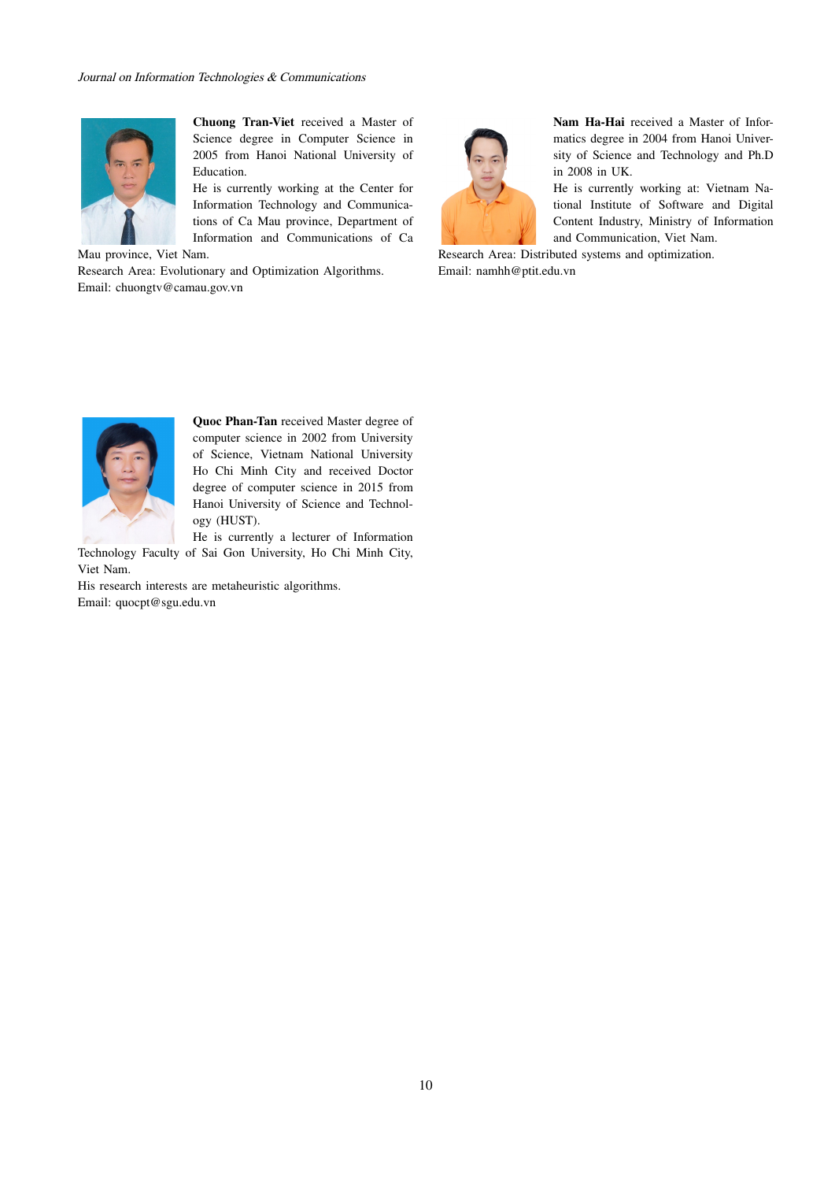**Chuong Tran-Viet** received a Master of Science degree in Computer Science in 2005 from Hanoi National University of Education.

He is currently working at the Center for Information Technology and Communications of Ca Mau province, Department of Information and Communications of Ca Mau province, Viet Nam.

Research Area: Evolutionary and Optimization Algorithms.

Email: chuongtv@camau.gov.vn

**Nam Ha-Hai** received a Master of Informatics degree in 2004 from Hanoi University of Science and Technology and Ph.D in 2008 in UK.

He is currently working at: Vietnam National Institute of Software and Digital Content Industry, Ministry of Information and Communication, Viet Nam.

Research Area: Distributed systems and optimization.

Email: namhh@ptit.edu.vn

**Quoc Phan-Tan** received Master degree of computer science in 2002 from University of Science, Vietnam National University Ho Chi Minh City and received Doctor degree of computer science in 2015 from Hanoi University of Science and Technology (HUST).

He is currently a lecturer of Information Technology Faculty of Sai Gon University, Ho Chi Minh City, Viet Nam.

His research interests are metaheuristic algorithms.

Email: quocpt@sgu.edu.vn